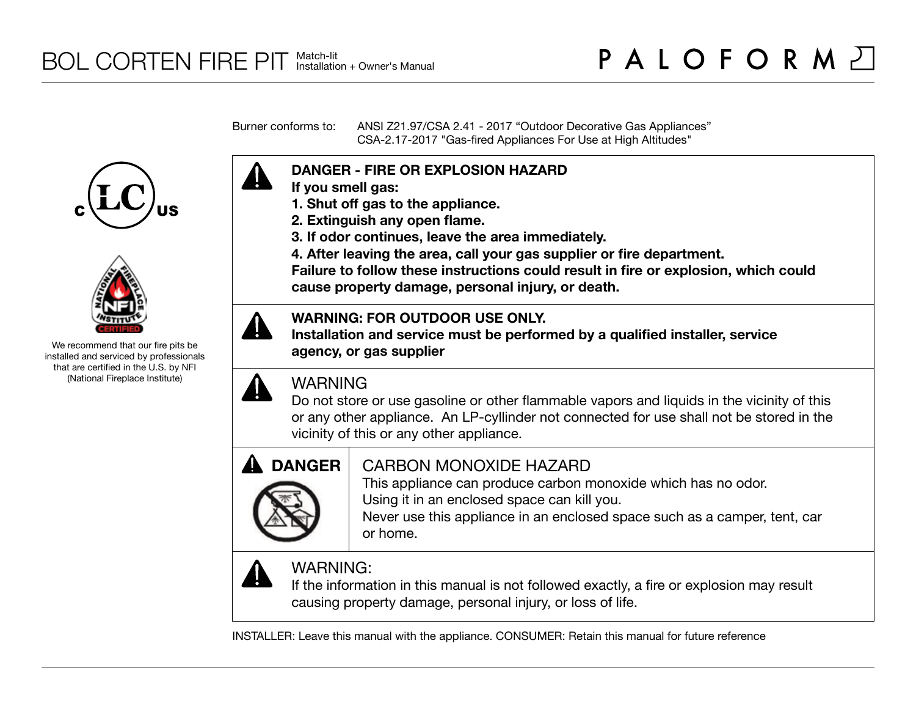# BOL CORTEN FIRE PIT

Match-lit
Installation + Owner's Manual

PALOFORM

We recommend that our fire pits be installed and serviced by professionals that are certified in the U.S. by NFI (National Fireplace Institute)

Burner conforms to: ANSI Z21.97/CSA 2.41 - 2017 "Outdoor Decorative Gas Appliances"
CSA-2.17-2017 "Gas-fired Appliances For Use at High Altitudes"

**DANGER - FIRE OR EXPLOSION HAZARD**
**If you smell gas:**
**1. Shut off gas to the appliance.**
**2. Extinguish any open flame.**
**3. If odor continues, leave the area immediately.**
**4. After leaving the area, call your gas supplier or fire department.**
**Failure to follow these instructions could result in fire or explosion, which could cause property damage, personal injury, or death.**

**WARNING: FOR OUTDOOR USE ONLY.**
**Installation and service must be performed by a qualified installer, service agency, or gas supplier**

WARNING
Do not store or use gasoline or other flammable vapors and liquids in the vicinity of this or any other appliance. An LP-cyllinder not connected for use shall not be stored in the vicinity of this or any other appliance.

**DANGER**

CARBON MONOXIDE HAZARD
This appliance can produce carbon monoxide which has no odor.
Using it in an enclosed space can kill you.
Never use this appliance in an enclosed space such as a camper, tent, car or home.

WARNING:
If the information in this manual is not followed exactly, a fire or explosion may result causing property damage, personal injury, or loss of life.

INSTALLER: Leave this manual with the appliance. CONSUMER: Retain this manual for future reference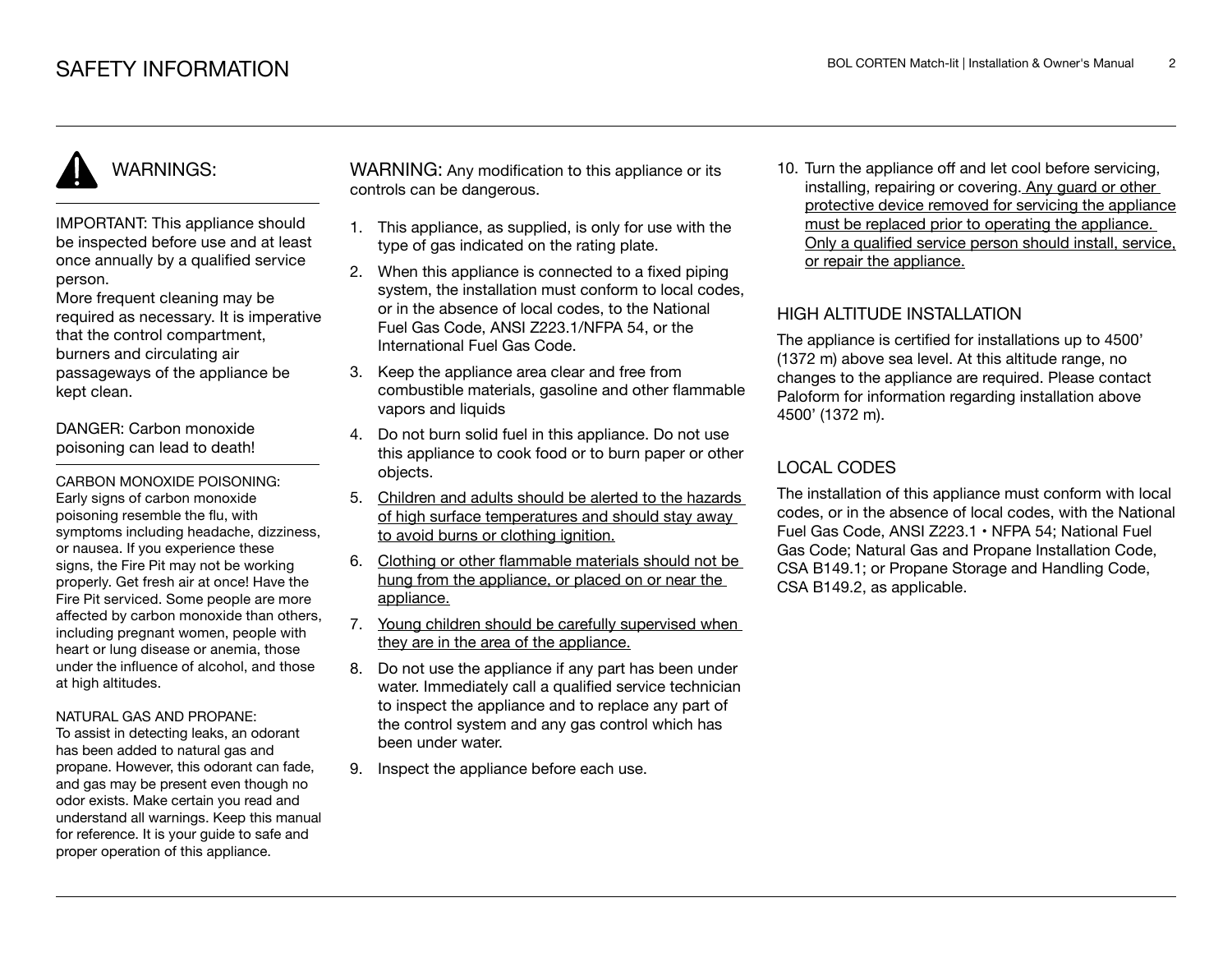# SAFETY INFORMATION

## WARNINGS:

IMPORTANT: This appliance should be inspected before use and at least once annually by a qualified service person.
More frequent cleaning may be required as necessary. It is imperative that the control compartment, burners and circulating air passageways of the appliance be kept clean.

DANGER: Carbon monoxide poisoning can lead to death!

CARBON MONOXIDE POISONING:
Early signs of carbon monoxide poisoning resemble the flu, with symptoms including headache, dizziness, or nausea. If you experience these signs, the Fire Pit may not be working properly. Get fresh air at once! Have the Fire Pit serviced. Some people are more affected by carbon monoxide than others, including pregnant women, people with heart or lung disease or anemia, those under the influence of alcohol, and those at high altitudes.

NATURAL GAS AND PROPANE:
To assist in detecting leaks, an odorant has been added to natural gas and propane. However, this odorant can fade, and gas may be present even though no odor exists. Make certain you read and understand all warnings. Keep this manual for reference. It is your guide to safe and proper operation of this appliance.

WARNING: Any modification to this appliance or its controls can be dangerous.

1. This appliance, as supplied, is only for use with the type of gas indicated on the rating plate.
2. When this appliance is connected to a fixed piping system, the installation must conform to local codes, or in the absence of local codes, to the National Fuel Gas Code, ANSI Z223.1/NFPA 54, or the International Fuel Gas Code.
3. Keep the appliance area clear and free from combustible materials, gasoline and other flammable vapors and liquids
4. Do not burn solid fuel in this appliance. Do not use this appliance to cook food or to burn paper or other objects.
5. Children and adults should be alerted to the hazards of high surface temperatures and should stay away to avoid burns or clothing ignition.
6. Clothing or other flammable materials should not be hung from the appliance, or placed on or near the appliance.
7. Young children should be carefully supervised when they are in the area of the appliance.
8. Do not use the appliance if any part has been under water. Immediately call a qualified service technician to inspect the appliance and to replace any part of the control system and any gas control which has been under water.
9. Inspect the appliance before each use.
10. Turn the appliance off and let cool before servicing, installing, repairing or covering. Any guard or other protective device removed for servicing the appliance must be replaced prior to operating the appliance. Only a qualified service person should install, service, or repair the appliance.

## HIGH ALTITUDE INSTALLATION

The appliance is certified for installations up to 4500' (1372 m) above sea level. At this altitude range, no changes to the appliance are required. Please contact Paloform for information regarding installation above 4500' (1372 m).

## LOCAL CODES

The installation of this appliance must conform with local codes, or in the absence of local codes, with the National Fuel Gas Code, ANSI Z223.1 • NFPA 54; National Fuel Gas Code; Natural Gas and Propane Installation Code, CSA B149.1; or Propane Storage and Handling Code, CSA B149.2, as applicable.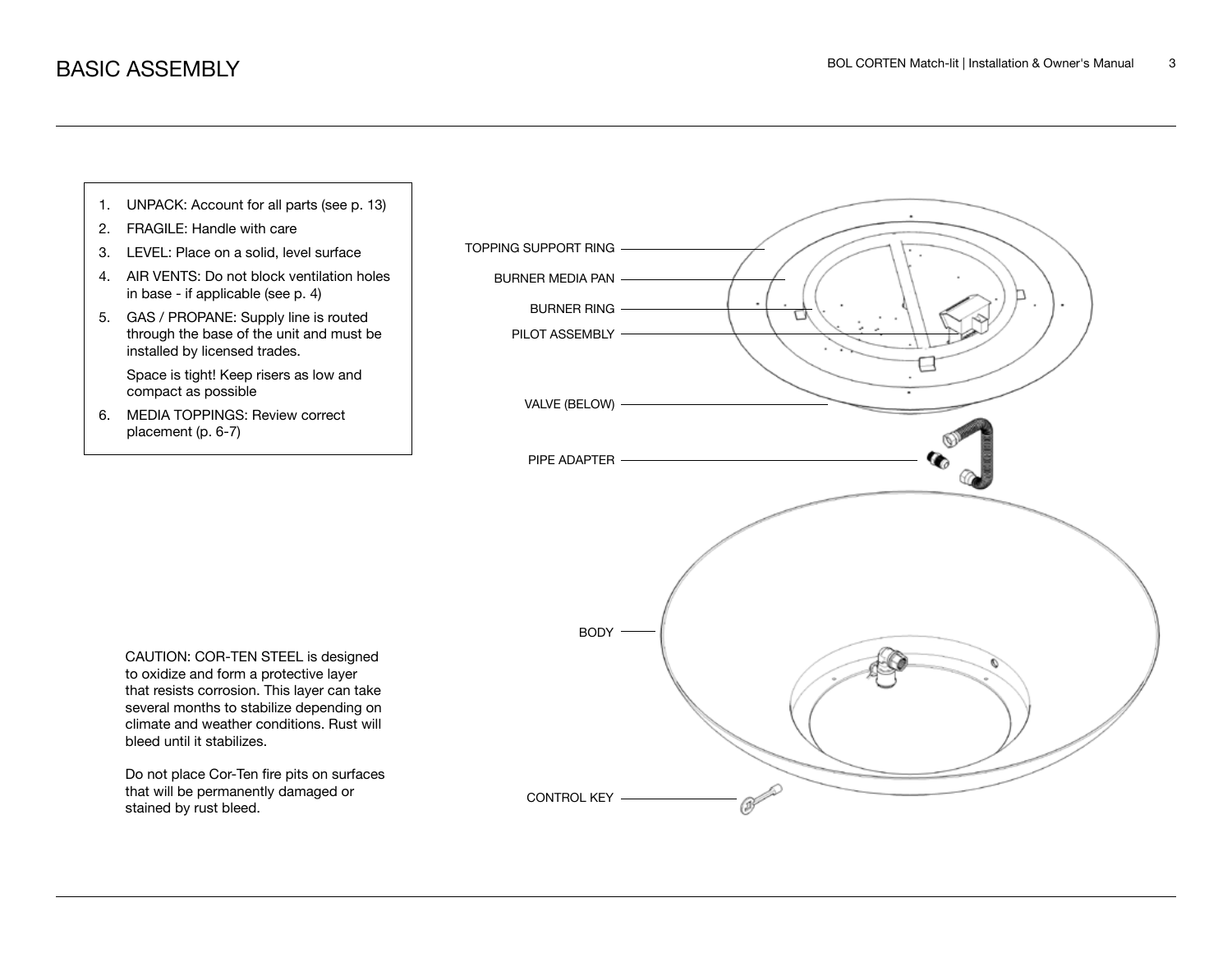# BASIC ASSEMBLY

1. UNPACK: Account for all parts (see p. 13)
2. FRAGILE: Handle with care
3. LEVEL: Place on a solid, level surface
4. AIR VENTS: Do not block ventilation holes in base - if applicable (see p. 4)
5. GAS / PROPANE: Supply line is routed through the base of the unit and must be installed by licensed trades.

   Space is tight! Keep risers as low and compact as possible
6. MEDIA TOPPINGS: Review correct placement (p. 6-7)

TOPPING SUPPORT RING

BURNER MEDIA PAN

BURNER RING

PILOT ASSEMBLY

VALVE (BELOW)

PIPE ADAPTER

BODY

CONTROL KEY

CAUTION: COR-TEN STEEL is designed to oxidize and form a protective layer that resists corrosion. This layer can take several months to stabilize depending on climate and weather conditions. Rust will bleed until it stabilizes.

Do not place Cor-Ten fire pits on surfaces that will be permanently damaged or stained by rust bleed.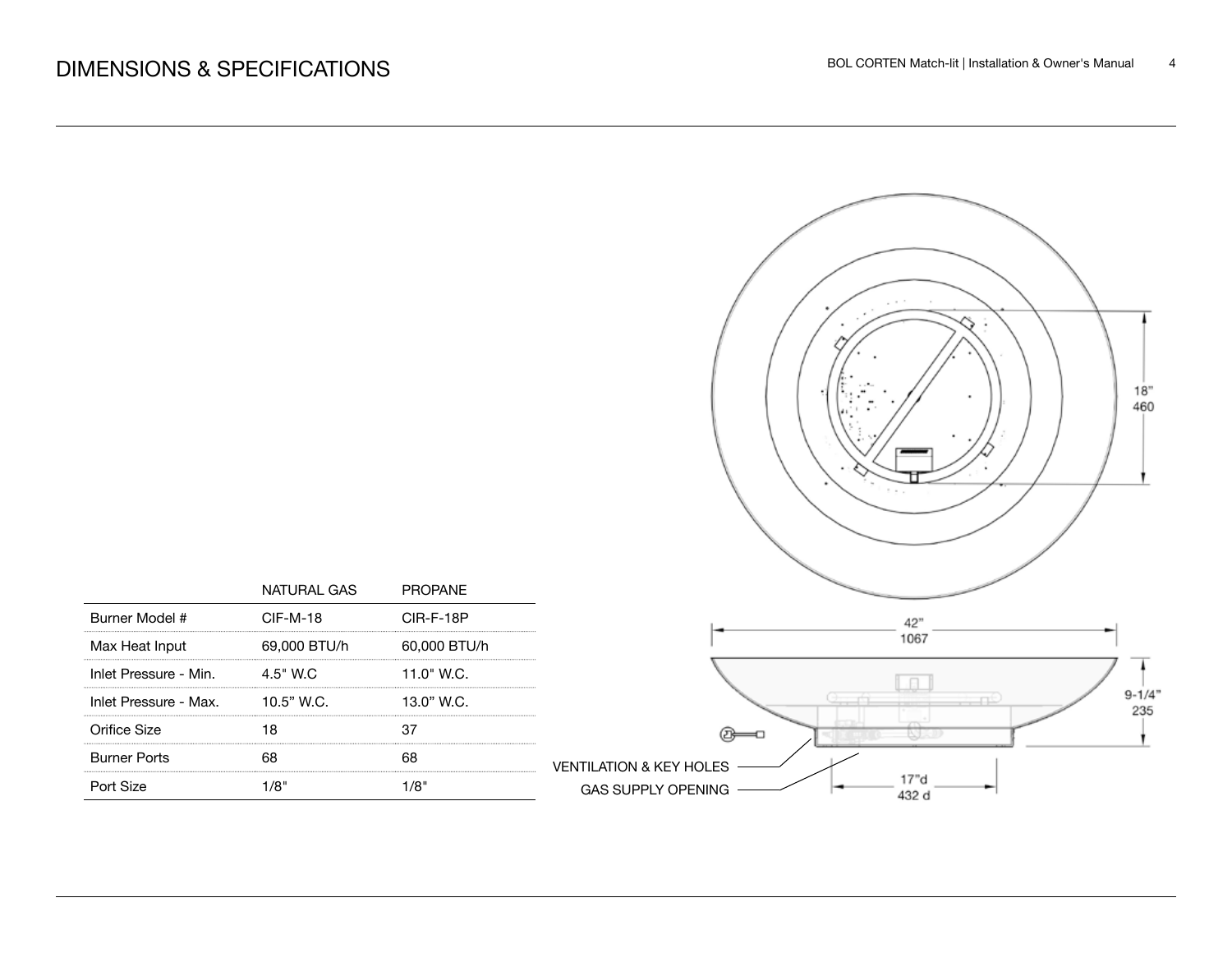# DIMENSIONS & SPECIFICATIONS

| | NATURAL GAS | PROPANE |
|---|---|---|
| Burner Model # | CIF-M-18 | CIR-F-18P |
| Max Heat Input | 69,000 BTU/h | 60,000 BTU/h |
| Inlet Pressure - Min. | 4.5" W.C | 11.0" W.C. |
| Inlet Pressure - Max. | 10.5" W.C. | 13.0" W.C. |
| Orifice Size | 18 | 37 |
| Burner Ports | 68 | 68 |
| Port Size | 1/8" | 1/8" |

18"
460

42"
1067

9-1/4"
235

VENTILATION & KEY HOLES

GAS SUPPLY OPENING

17"d
432 d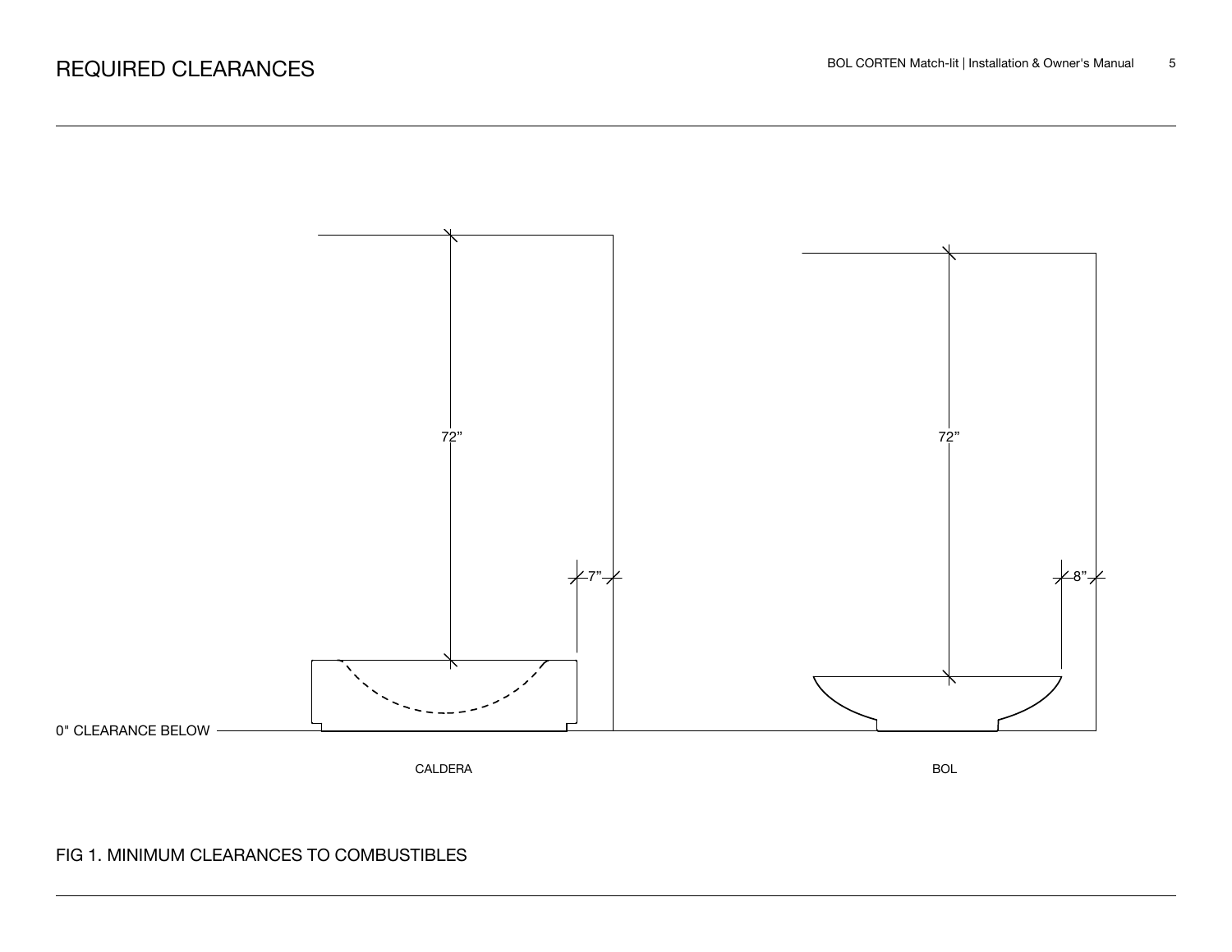# REQUIRED CLEARANCES

72”

72”

7”

8”

0" CLEARANCE BELOW

CALDERA

BOL

FIG 1. MINIMUM CLEARANCES TO COMBUSTIBLES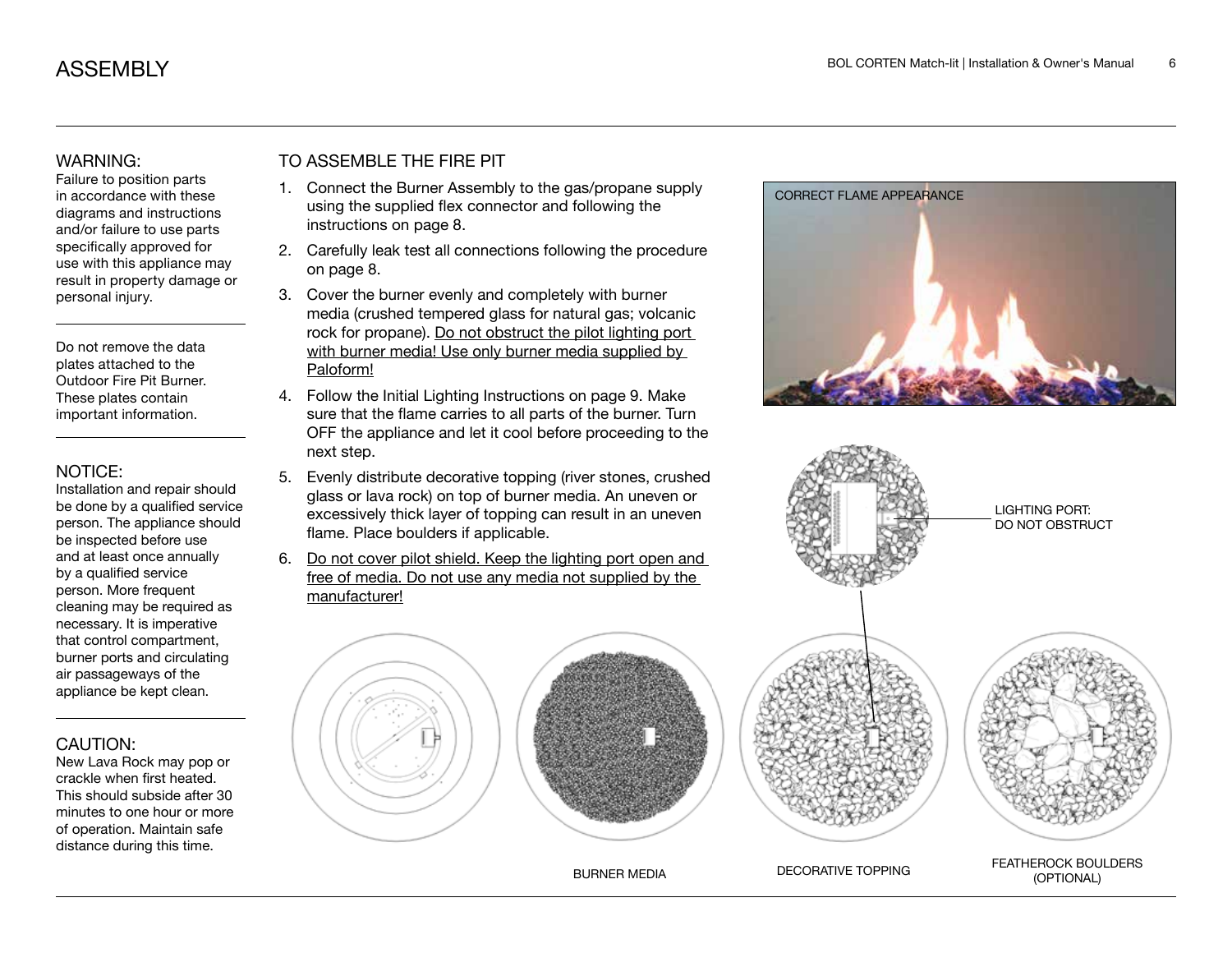# ASSEMBLY

### WARNING:

Failure to position parts in accordance with these diagrams and instructions and/or failure to use parts specifically approved for use with this appliance may result in property damage or personal injury.

Do not remove the data plates attached to the Outdoor Fire Pit Burner. These plates contain important information.

### NOTICE:

Installation and repair should be done by a qualified service person. The appliance should be inspected before use and at least once annually by a qualified service person. More frequent cleaning may be required as necessary. It is imperative that control compartment, burner ports and circulating air passageways of the appliance be kept clean.

### CAUTION:

New Lava Rock may pop or crackle when first heated. This should subside after 30 minutes to one hour or more of operation. Maintain safe distance during this time.

## TO ASSEMBLE THE FIRE PIT

1. Connect the Burner Assembly to the gas/propane supply using the supplied flex connector and following the instructions on page 8.
2. Carefully leak test all connections following the procedure on page 8.
3. Cover the burner evenly and completely with burner media (crushed tempered glass for natural gas; volcanic rock for propane). Do not obstruct the pilot lighting port with burner media! Use only burner media supplied by Paloform!
4. Follow the Initial Lighting Instructions on page 9. Make sure that the flame carries to all parts of the burner. Turn OFF the appliance and let it cool before proceeding to the next step.
5. Evenly distribute decorative topping (river stones, crushed glass or lava rock) on top of burner media. An uneven or excessively thick layer of topping can result in an uneven flame. Place boulders if applicable.
6. Do not cover pilot shield. Keep the lighting port open and free of media. Do not use any media not supplied by the manufacturer!

CORRECT FLAME APPEARANCE

LIGHTING PORT: DO NOT OBSTRUCT

BURNER MEDIA

DECORATIVE TOPPING

FEATHEROCK BOULDERS (OPTIONAL)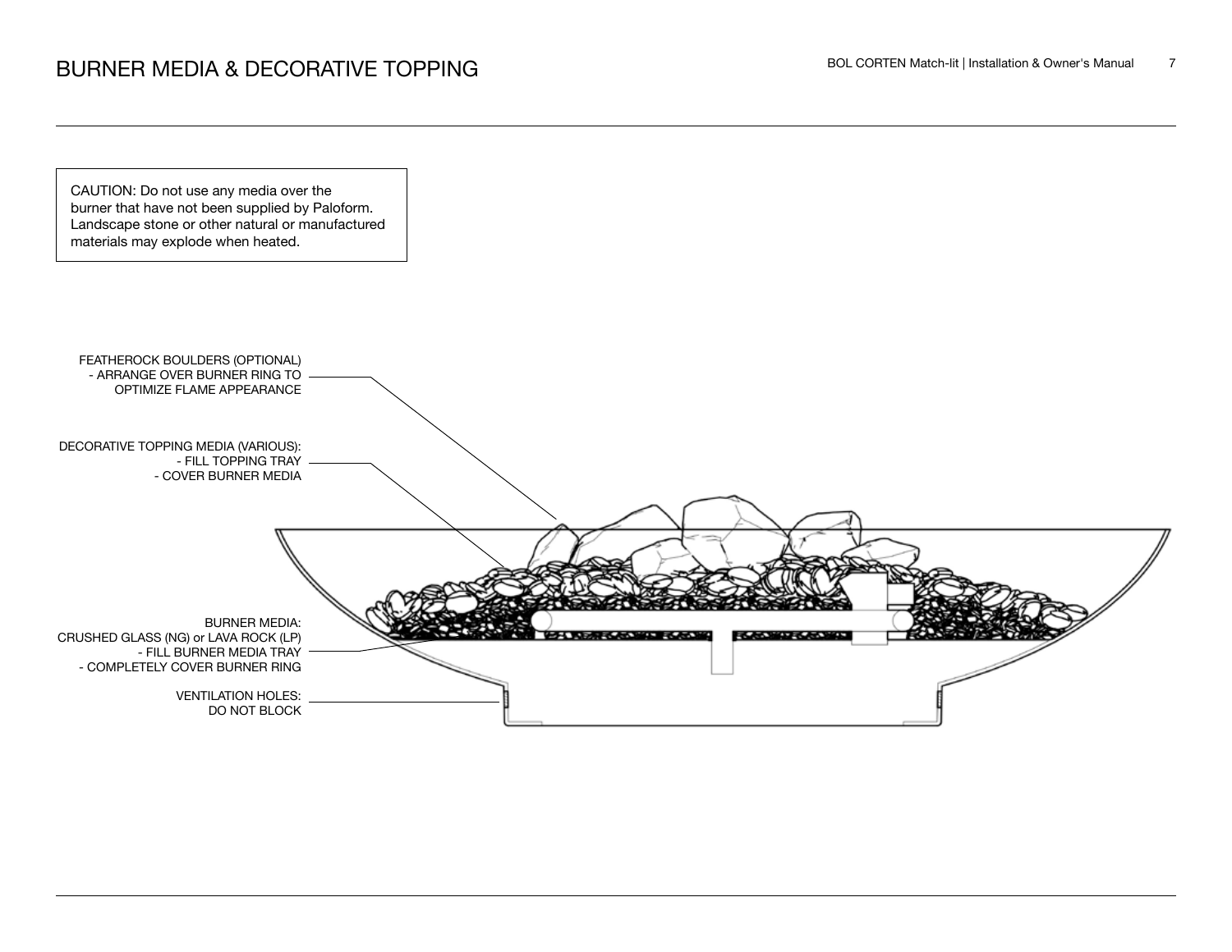# BURNER MEDIA & DECORATIVE TOPPING

CAUTION: Do not use any media over the burner that have not been supplied by Paloform. Landscape stone or other natural or manufactured materials may explode when heated.

FEATHEROCK BOULDERS (OPTIONAL)
- ARRANGE OVER BURNER RING TO OPTIMIZE FLAME APPEARANCE

DECORATIVE TOPPING MEDIA (VARIOUS):
- FILL TOPPING TRAY
- COVER BURNER MEDIA

BURNER MEDIA:
CRUSHED GLASS (NG) or LAVA ROCK (LP)
- FILL BURNER MEDIA TRAY
- COMPLETELY COVER BURNER RING

VENTILATION HOLES:
DO NOT BLOCK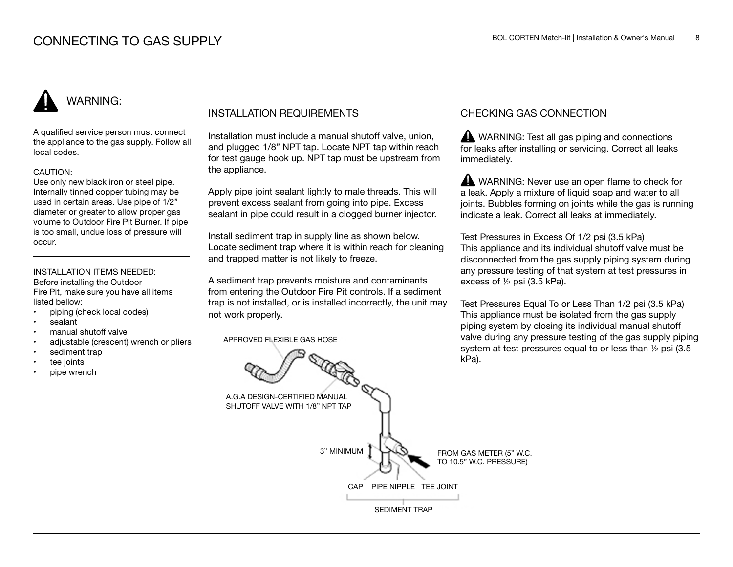# CONNECTING TO GAS SUPPLY

## WARNING:

A qualified service person must connect the appliance to the gas supply. Follow all local codes.

CAUTION:
Use only new black iron or steel pipe. Internally tinned copper tubing may be used in certain areas. Use pipe of 1/2” diameter or greater to allow proper gas volume to Outdoor Fire Pit Burner. If pipe is too small, undue loss of pressure will occur.

INSTALLATION ITEMS NEEDED:
Before installing the Outdoor Fire Pit, make sure you have all items listed bellow:

- piping (check local codes)
- sealant
- manual shutoff valve
- adjustable (crescent) wrench or pliers
- sediment trap
- tee joints
- pipe wrench

## INSTALLATION REQUIREMENTS

Installation must include a manual shutoff valve, union, and plugged 1/8” NPT tap. Locate NPT tap within reach for test gauge hook up. NPT tap must be upstream from the appliance.

Apply pipe joint sealant lightly to male threads. This will prevent excess sealant from going into pipe. Excess sealant in pipe could result in a clogged burner injector.

Install sediment trap in supply line as shown below. Locate sediment trap where it is within reach for cleaning and trapped matter is not likely to freeze.

A sediment trap prevents moisture and contaminants from entering the Outdoor Fire Pit controls. If a sediment trap is not installed, or is installed incorrectly, the unit may not work properly.

APPROVED FLEXIBLE GAS HOSE

A.G.A DESIGN-CERTIFIED MANUAL SHUTOFF VALVE WITH 1/8” NPT TAP

3” MINIMUM

FROM GAS METER (5” W.C. TO 10.5” W.C. PRESSURE)

CAP PIPE NIPPLE TEE JOINT

SEDIMENT TRAP

## CHECKING GAS CONNECTION

WARNING: Test all gas piping and connections for leaks after installing or servicing. Correct all leaks immediately.

WARNING: Never use an open flame to check for a leak. Apply a mixture of liquid soap and water to all joints. Bubbles forming on joints while the gas is running indicate a leak. Correct all leaks at immediately.

Test Pressures in Excess Of 1/2 psi (3.5 kPa)
This appliance and its individual shutoff valve must be disconnected from the gas supply piping system during any pressure testing of that system at test pressures in excess of ½ psi (3.5 kPa).

Test Pressures Equal To or Less Than 1/2 psi (3.5 kPa)
This appliance must be isolated from the gas supply piping system by closing its individual manual shutoff valve during any pressure testing of the gas supply piping system at test pressures equal to or less than ½ psi (3.5 kPa).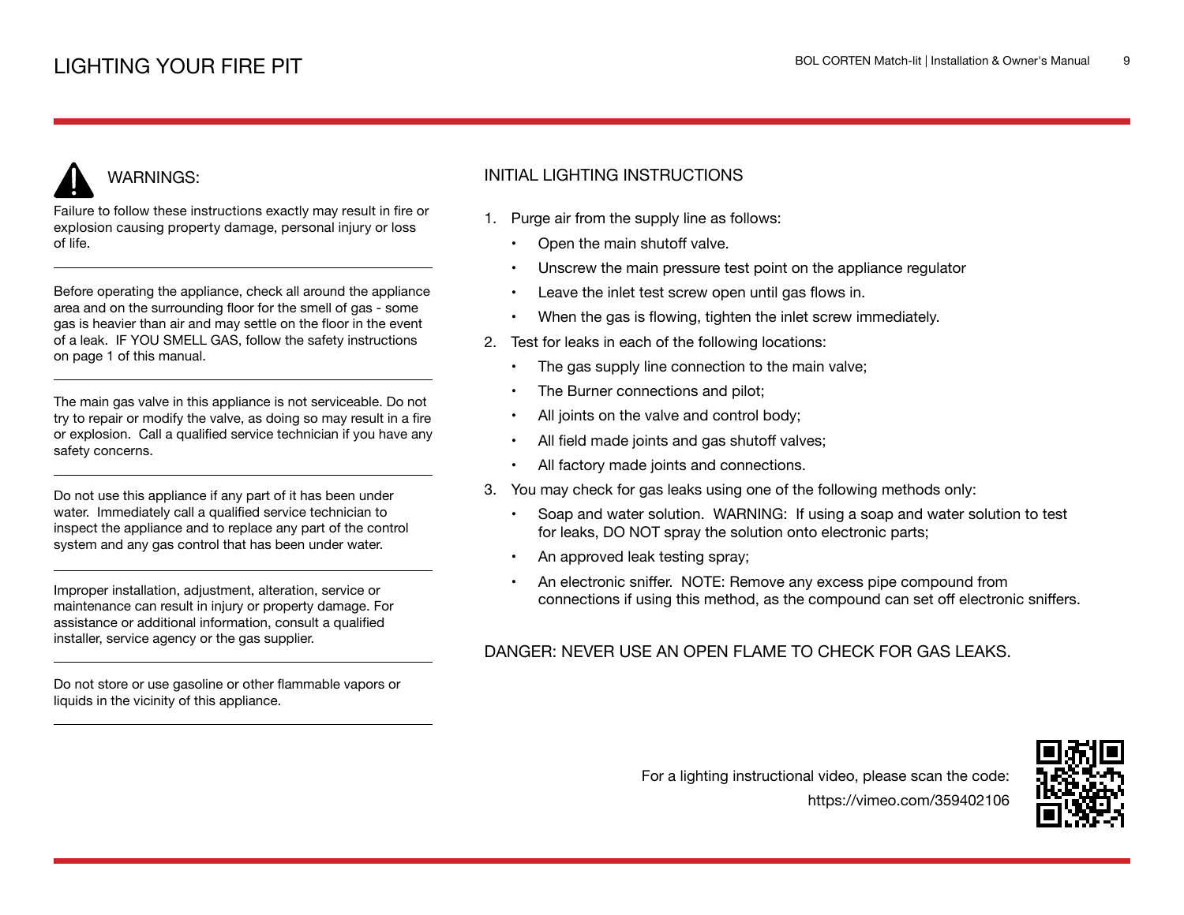# LIGHTING YOUR FIRE PIT

## WARNINGS:

Failure to follow these instructions exactly may result in fire or explosion causing property damage, personal injury or loss of life.

---

Before operating the appliance, check all around the appliance area and on the surrounding floor for the smell of gas - some gas is heavier than air and may settle on the floor in the event of a leak. IF YOU SMELL GAS, follow the safety instructions on page 1 of this manual.

---

The main gas valve in this appliance is not serviceable. Do not try to repair or modify the valve, as doing so may result in a fire or explosion. Call a qualified service technician if you have any safety concerns.

---

Do not use this appliance if any part of it has been under water. Immediately call a qualified service technician to inspect the appliance and to replace any part of the control system and any gas control that has been under water.

---

Improper installation, adjustment, alteration, service or maintenance can result in injury or property damage. For assistance or additional information, consult a qualified installer, service agency or the gas supplier.

---

Do not store or use gasoline or other flammable vapors or liquids in the vicinity of this appliance.

---

## INITIAL LIGHTING INSTRUCTIONS

1. Purge air from the supply line as follows:
   - Open the main shutoff valve.
   - Unscrew the main pressure test point on the appliance regulator
   - Leave the inlet test screw open until gas flows in.
   - When the gas is flowing, tighten the inlet screw immediately.
2. Test for leaks in each of the following locations:
   - The gas supply line connection to the main valve;
   - The Burner connections and pilot;
   - All joints on the valve and control body;
   - All field made joints and gas shutoff valves;
   - All factory made joints and connections.
3. You may check for gas leaks using one of the following methods only:
   - Soap and water solution. WARNING: If using a soap and water solution to test for leaks, DO NOT spray the solution onto electronic parts;
   - An approved leak testing spray;
   - An electronic sniffer. NOTE: Remove any excess pipe compound from connections if using this method, as the compound can set off electronic sniffers.

DANGER: NEVER USE AN OPEN FLAME TO CHECK FOR GAS LEAKS.

For a lighting instructional video, please scan the code:
https://vimeo.com/359402106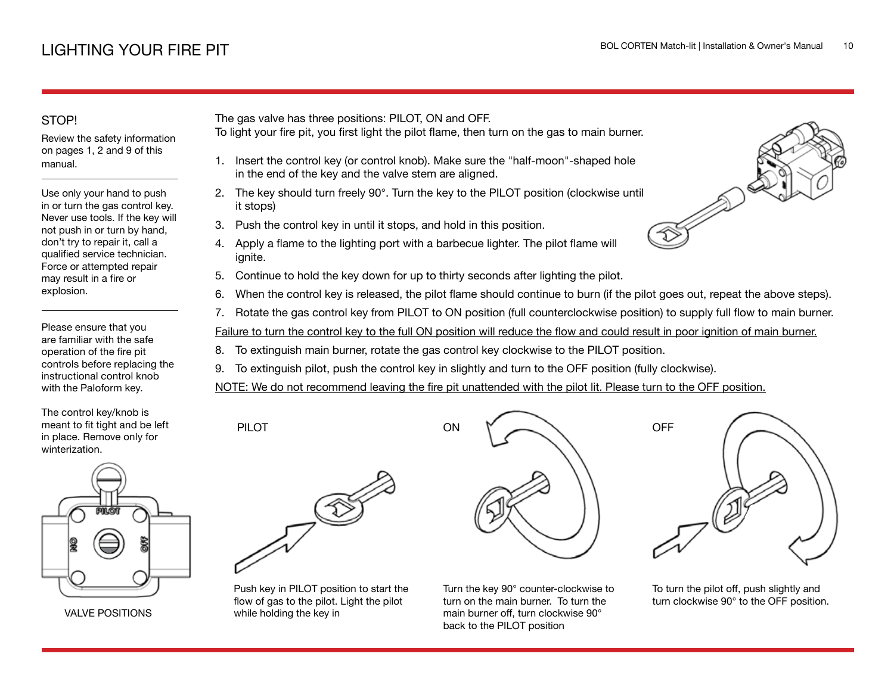# LIGHTING YOUR FIRE PIT

### STOP!

Review the safety information on pages 1, 2 and 9 of this manual.

---

Use only your hand to push in or turn the gas control key. Never use tools. If the key will not push in or turn by hand, don't try to repair it, call a qualified service technician. Force or attempted repair may result in a fire or explosion.

---

Please ensure that you are familiar with the safe operation of the fire pit controls before replacing the instructional control knob with the Paloform key.

The control key/knob is meant to fit tight and be left in place. Remove only for winterization.

PILOT

ON

OFF

VALVE POSITIONS

The gas valve has three positions: PILOT, ON and OFF.
To light your fire pit, you first light the pilot flame, then turn on the gas to main burner.

1. Insert the control key (or control knob). Make sure the "half-moon"-shaped hole in the end of the key and the valve stem are aligned.
2. The key should turn freely 90°. Turn the key to the PILOT position (clockwise until it stops)
3. Push the control key in until it stops, and hold in this position.
4. Apply a flame to the lighting port with a barbecue lighter. The pilot flame will ignite.
5. Continue to hold the key down for up to thirty seconds after lighting the pilot.
6. When the control key is released, the pilot flame should continue to burn (if the pilot goes out, repeat the above steps).
7. Rotate the gas control key from PILOT to ON position (full counterclockwise position) to supply full flow to main burner.

<u>Failure to turn the control key to the full ON position will reduce the flow and could result in poor ignition of main burner.</u>

8. To extinguish main burner, rotate the gas control key clockwise to the PILOT position.
9. To extinguish pilot, push the control key in slightly and turn to the OFF position (fully clockwise).

<u>NOTE: We do not recommend leaving the fire pit unattended with the pilot lit. Please turn to the OFF position.</u>

**PILOT**

Push key in PILOT position to start the flow of gas to the pilot. Light the pilot while holding the key in

**ON**

Turn the key 90° counter-clockwise to turn on the main burner. To turn the main burner off, turn clockwise 90° back to the PILOT position

**OFF**

To turn the pilot off, push slightly and turn clockwise 90° to the OFF position.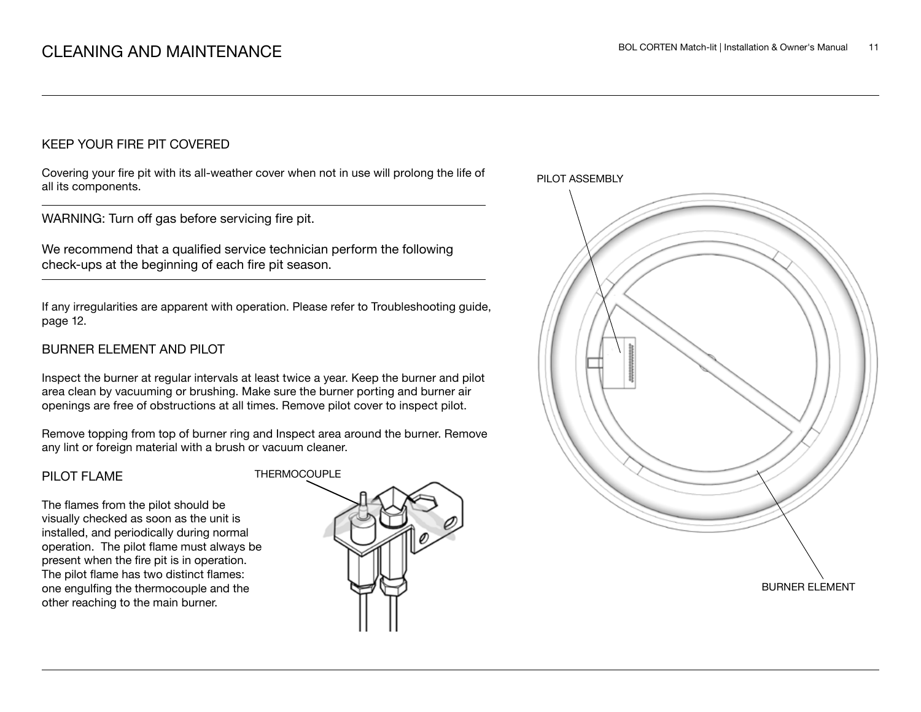# CLEANING AND MAINTENANCE

## KEEP YOUR FIRE PIT COVERED

Covering your fire pit with its all-weather cover when not in use will prolong the life of all its components.

---

WARNING: Turn off gas before servicing fire pit.

We recommend that a qualified service technician perform the following check-ups at the beginning of each fire pit season.

---

If any irregularities are apparent with operation. Please refer to Troubleshooting guide, page 12.

## BURNER ELEMENT AND PILOT

Inspect the burner at regular intervals at least twice a year. Keep the burner and pilot area clean by vacuuming or brushing. Make sure the burner porting and burner air openings are free of obstructions at all times. Remove pilot cover to inspect pilot.

Remove topping from top of burner ring and Inspect area around the burner. Remove any lint or foreign material with a brush or vacuum cleaner.

## PILOT FLAME

The flames from the pilot should be visually checked as soon as the unit is installed, and periodically during normal operation. The pilot flame must always be present when the fire pit is in operation. The pilot flame has two distinct flames: one engulfing the thermocouple and the other reaching to the main burner.

THERMOCOUPLE

PILOT ASSEMBLY

BURNER ELEMENT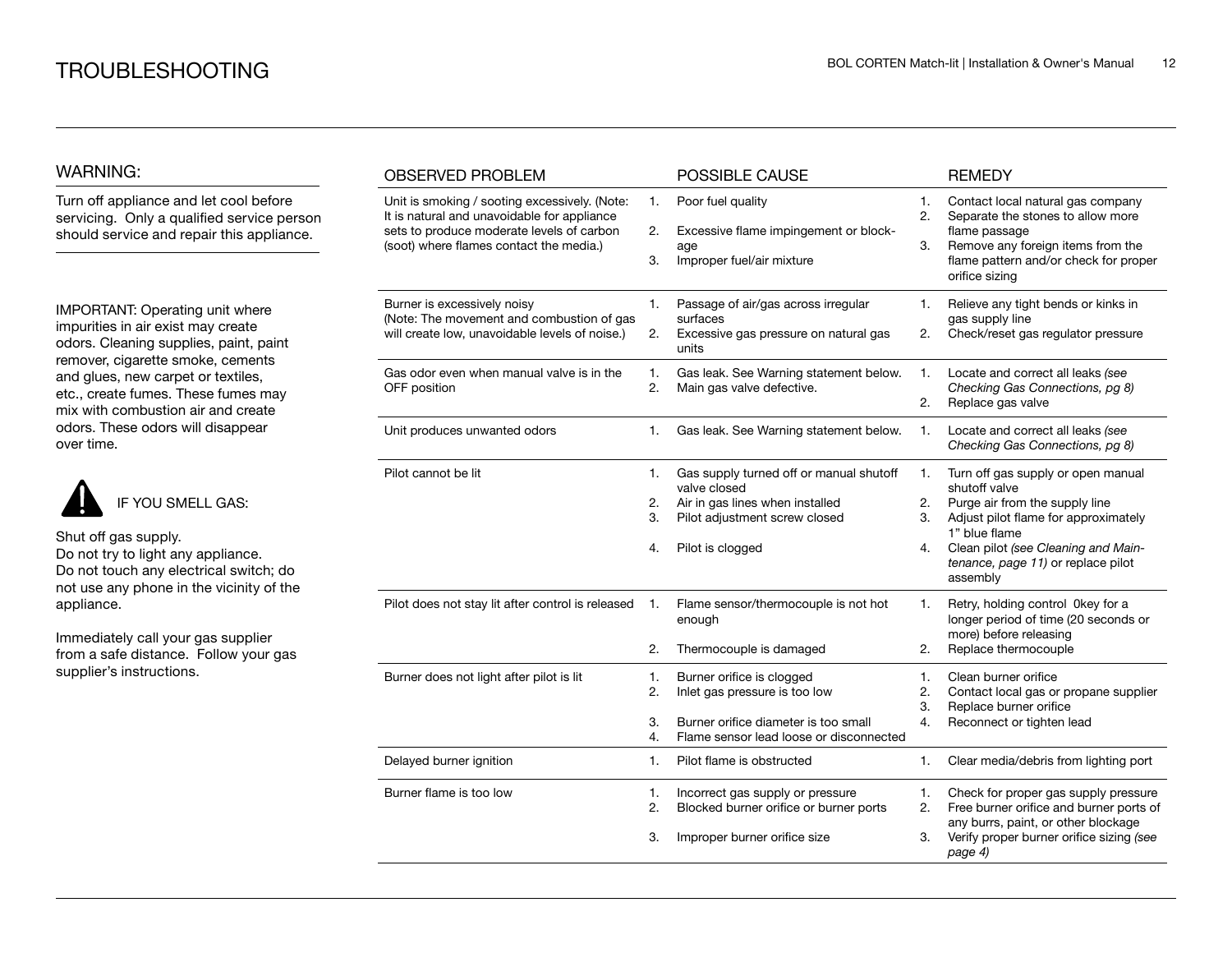# TROUBLESHOOTING

## WARNING:

Turn off appliance and let cool before servicing. Only a qualified service person should service and repair this appliance.

IMPORTANT: Operating unit where impurities in air exist may create odors. Cleaning supplies, paint, paint remover, cigarette smoke, cements and glues, new carpet or textiles, etc., create fumes. These fumes may mix with combustion air and create odors. These odors will disappear over time.

IF YOU SMELL GAS:

Shut off gas supply.
Do not try to light any appliance.
Do not touch any electrical switch; do not use any phone in the vicinity of the appliance.

Immediately call your gas supplier from a safe distance. Follow your gas supplier's instructions.

| OBSERVED PROBLEM | POSSIBLE CAUSE | REMEDY |
|---|---|---|
| Unit is smoking / sooting excessively. (Note: It is natural and unavoidable for appliance sets to produce moderate levels of carbon (soot) where flames contact the media.) | 1. Poor fuel quality<br>2. Excessive flame impingement or blockage<br>3. Improper fuel/air mixture | 1. Contact local natural gas company<br>2. Separate the stones to allow more flame passage<br>3. Remove any foreign items from the flame pattern and/or check for proper orifice sizing |
| Burner is excessively noisy (Note: The movement and combustion of gas will create low, unavoidable levels of noise.) | 1. Passage of air/gas across irregular surfaces<br>2. Excessive gas pressure on natural gas units | 1. Relieve any tight bends or kinks in gas supply line<br>2. Check/reset gas regulator pressure |
| Gas odor even when manual valve is in the OFF position | 1. Gas leak. See Warning statement below.<br>2. Main gas valve defective. | 1. Locate and correct all leaks *(see Checking Gas Connections, pg 8)*<br>2. Replace gas valve |
| Unit produces unwanted odors | 1. Gas leak. See Warning statement below. | 1. Locate and correct all leaks *(see Checking Gas Connections, pg 8)* |
| Pilot cannot be lit | 1. Gas supply turned off or manual shutoff valve closed<br>2. Air in gas lines when installed<br>3. Pilot adjustment screw closed<br>4. Pilot is clogged | 1. Turn off gas supply or open manual shutoff valve<br>2. Purge air from the supply line<br>3. Adjust pilot flame for approximately 1" blue flame<br>4. Clean pilot *(see Cleaning and Maintenance, page 11)* or replace pilot assembly |
| Pilot does not stay lit after control is released | 1. Flame sensor/thermocouple is not hot enough<br>2. Thermocouple is damaged | 1. Retry, holding control 0key for a longer period of time (20 seconds or more) before releasing<br>2. Replace thermocouple |
| Burner does not light after pilot is lit | 1. Burner orifice is clogged<br>2. Inlet gas pressure is too low<br>3. Burner orifice diameter is too small<br>4. Flame sensor lead loose or disconnected | 1. Clean burner orifice<br>2. Contact local gas or propane supplier<br>3. Replace burner orifice<br>4. Reconnect or tighten lead |
| Delayed burner ignition | 1. Pilot flame is obstructed | 1. Clear media/debris from lighting port |
| Burner flame is too low | 1. Incorrect gas supply or pressure<br>2. Blocked burner orifice or burner ports<br>3. Improper burner orifice size | 1. Check for proper gas supply pressure<br>2. Free burner orifice and burner ports of any burrs, paint, or other blockage<br>3. Verify proper burner orifice sizing *(see page 4)* |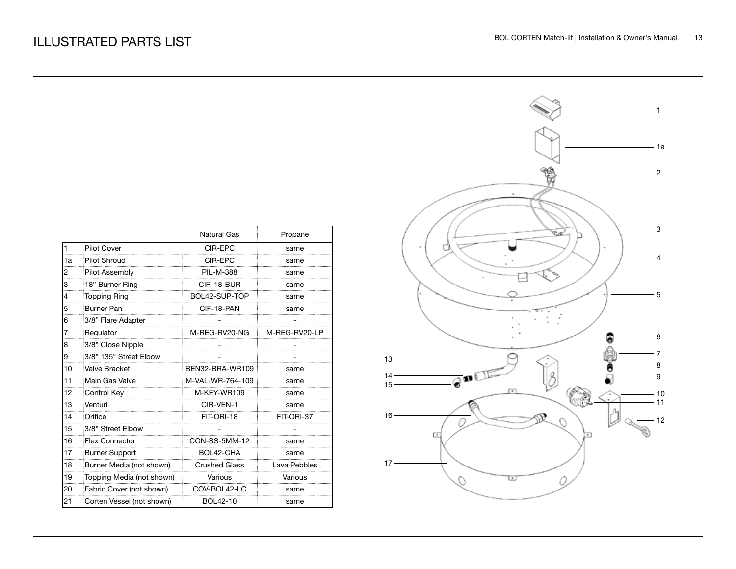# ILLUSTRATED PARTS LIST

| | | Natural Gas | Propane |
|---|---|---|---|
| 1 | Pilot Cover | CIR-EPC | same |
| 1a | Pilot Shroud | CIR-EPC | same |
| 2 | Pilot Assembly | PIL-M-388 | same |
| 3 | 18” Burner Ring | CIR-18-BUR | same |
| 4 | Topping Ring | BOL42-SUP-TOP | same |
| 5 | Burner Pan | CIF-18-PAN | same |
| 6 | 3/8” Flare Adapter | - | - |
| 7 | Regulator | M-REG-RV20-NG | M-REG-RV20-LP |
| 8 | 3/8” Close Nipple | - | - |
| 9 | 3/8” 135° Street Elbow | - | - |
| 10 | Valve Bracket | BEN32-BRA-WR109 | same |
| 11 | Main Gas Valve | M-VAL-WR-764-109 | same |
| 12 | Control Key | M-KEY-WR109 | same |
| 13 | Venturi | CIR-VEN-1 | same |
| 14 | Orifice | FIT-ORI-18 | FIT-ORI-37 |
| 15 | 3/8” Street Elbow | - | - |
| 16 | Flex Connector | CON-SS-5MM-12 | same |
| 17 | Burner Support | BOL42-CHA | same |
| 18 | Burner Media (not shown) | Crushed Glass | Lava Pebbles |
| 19 | Topping Media (not shown) | Various | Various |
| 20 | Fabric Cover (not shown) | COV-BOL42-LC | same |
| 21 | Corten Vessel (not shown) | BOL42-10 | same |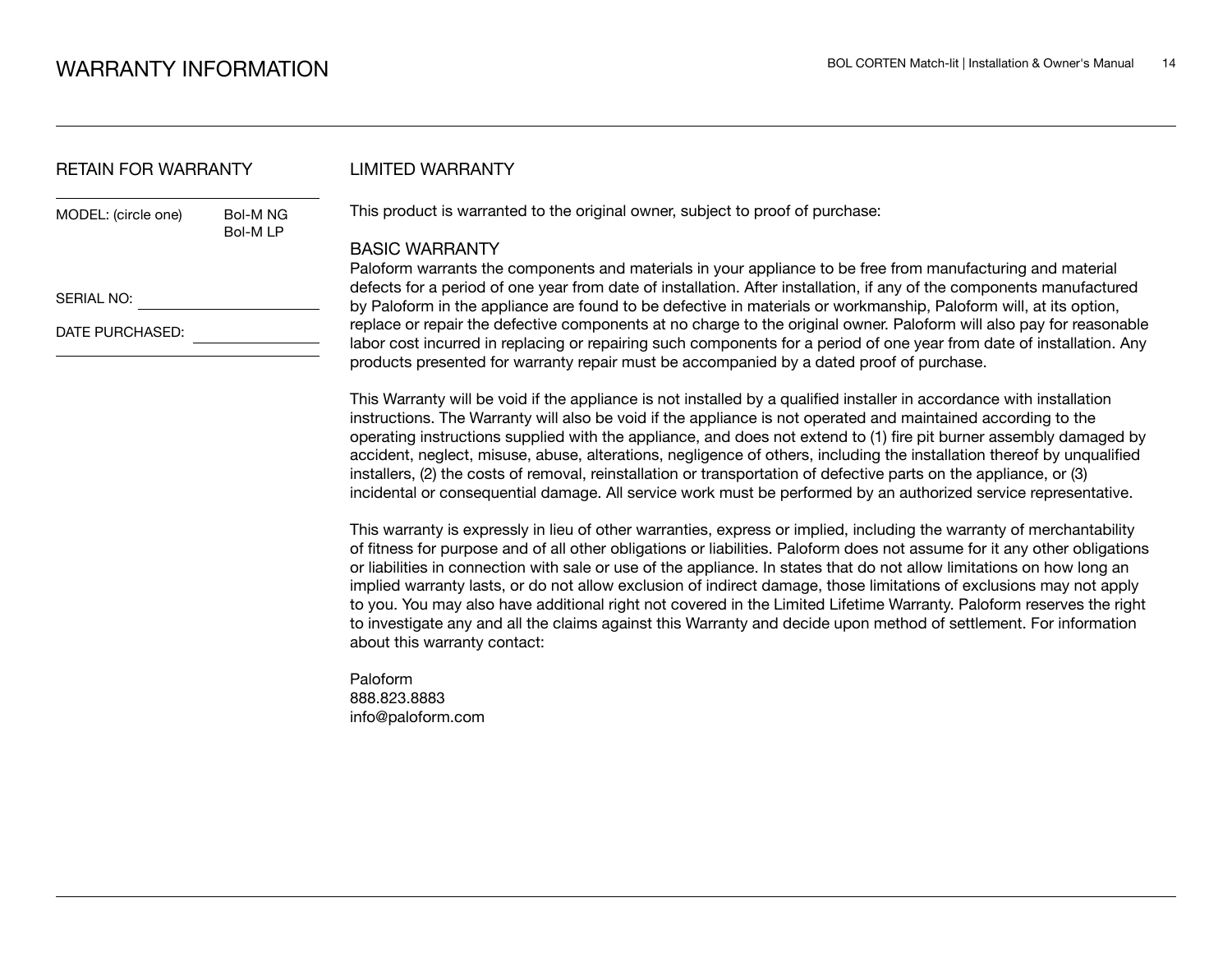# WARRANTY INFORMATION

## RETAIN FOR WARRANTY

MODEL: (circle one) Bol-M NG
Bol-M LP

SERIAL NO: ____________________

DATE PURCHASED: ____________________

## LIMITED WARRANTY

This product is warranted to the original owner, subject to proof of purchase:

### BASIC WARRANTY

Paloform warrants the components and materials in your appliance to be free from manufacturing and material defects for a period of one year from date of installation. After installation, if any of the components manufactured by Paloform in the appliance are found to be defective in materials or workmanship, Paloform will, at its option, replace or repair the defective components at no charge to the original owner. Paloform will also pay for reasonable labor cost incurred in replacing or repairing such components for a period of one year from date of installation. Any products presented for warranty repair must be accompanied by a dated proof of purchase.

This Warranty will be void if the appliance is not installed by a qualified installer in accordance with installation instructions. The Warranty will also be void if the appliance is not operated and maintained according to the operating instructions supplied with the appliance, and does not extend to (1) fire pit burner assembly damaged by accident, neglect, misuse, abuse, alterations, negligence of others, including the installation thereof by unqualified installers, (2) the costs of removal, reinstallation or transportation of defective parts on the appliance, or (3) incidental or consequential damage. All service work must be performed by an authorized service representative.

This warranty is expressly in lieu of other warranties, express or implied, including the warranty of merchantability of fitness for purpose and of all other obligations or liabilities. Paloform does not assume for it any other obligations or liabilities in connection with sale or use of the appliance. In states that do not allow limitations on how long an implied warranty lasts, or do not allow exclusion of indirect damage, those limitations of exclusions may not apply to you. You may also have additional right not covered in the Limited Lifetime Warranty. Paloform reserves the right to investigate any and all the claims against this Warranty and decide upon method of settlement. For information about this warranty contact:

Paloform
888.823.8883
info@paloform.com